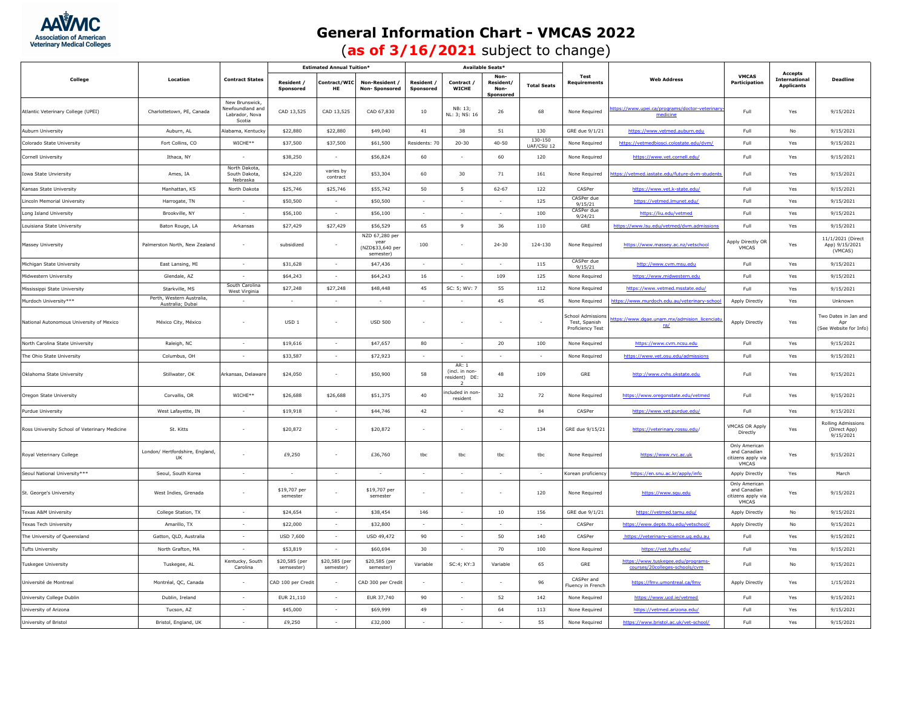# General Information Chart - VMCAS 2022

(**as of 3/16/2021** subject to change)

| College | Location | Contract States | Estimated Annual Tuition* | | | Available Seats* | | | | Test Requirements | Web Address | VMCAS Participation | Accepts International Applicants | Deadline |
|---|---|---|---|---|---|---|---|---|---|---|---|---|---|---|
| | | | Resident / Sponsored | Contract/WICHE | Non-Resident / Non-Sponsored | Resident / Sponsored | Contract / WICHE | Non-Resident/ Non-Sponsored | Total Seats | | | | | |
| Atlantic Veterinary College (UPEI) | Charlottetown, PE, Canada | New Brunswick, Newfoundland and Labrador, Nova Scotia | CAD 13,525 | CAD 13,525 | CAD 67,830 | 10 | NB: 13; NL: 3; NS: 16 | 26 | 68 | None Required | https://www.upei.ca/programs/doctor-veterinary-medicine | Full | Yes | 9/15/2021 |
| Auburn University | Auburn, AL | Alabama, Kentucky | $22,880 | $22,880 | $49,040 | 41 | 38 | 51 | 130 | GRE due 9/1/21 | https://www.vetmed.auburn.edu | Full | No | 9/15/2021 |
| Colorado State University | Fort Collins, CO | WICHE** | $37,500 | $37,500 | $61,500 | Residents: 70 | 20-30 | 40-50 | 130-150 UAF/CSU 12 | None Required | https://vetmedbiosci.colostate.edu/dvm/ | Full | Yes | 9/15/2021 |
| Cornell University | Ithaca, NY | - | $38,250 | - | $56,824 | 60 | - | 60 | 120 | None Required | https://www.vet.cornell.edu/ | Full | Yes | 9/15/2021 |
| Iowa State Unviersity | Ames, IA | North Dakota, South Dakota, Nebraska | $24,220 | varies by contract | $53,304 | 60 | 30 | 71 | 161 | None Required | https://vetmed.iastate.edu/future-dvm-students | Full | Yes | 9/15/2021 |
| Kansas State University | Manhattan, KS | North Dakota | $25,746 | $25,746 | $55,742 | 50 | 5 | 62-67 | 122 | CASPer | https://www.vet.k-state.edu/ | Full | Yes | 9/15/2021 |
| Lincoln Memorial University | Harrogate, TN | - | $50,500 | - | $50,500 | - | - | - | 125 | CASPer due 9/15/21 | https://vetmed.lmunet.edu/ | Full | Yes | 9/15/2021 |
| Long Island University | Brookville, NY | - | $56,100 | - | $56,100 | - | - | - | 100 | CASPer due 9/24/21 | https://liu.edu/vetmed | Full | Yes | 9/15/2021 |
| Louisiana State University | Baton Rouge, LA | Arkansas | $27,429 | $27,429 | $56,529 | 65 | 9 | 36 | 110 | GRE | https://www.lsu.edu/vetmed/dvm.admissions | Full | Yes | 9/15/2021 |
| Massey University | Palmerston North, New Zealand | - | subsidized | - | NZD 67,280 per year (NZD$33,640 per semester) | 100 | - | 24-30 | 124-130 | None Required | https://www.massey.ac.nz/vetschool | Apply Directly OR VMCAS | Yes | 11/1/2021 (Direct App) 9/15/2021 (VMCAS) |
| Michigan State University | East Lansing, MI | - | $31,628 | - | $47,436 | - | - | - | 115 | CASPer due 9/15/21 | http://www.cvm.msu.edu | Full | Yes | 9/15/2021 |
| Midwestern University | Glendale, AZ | - | $64,243 | - | $64,243 | 16 | - | 109 | 125 | None Required | https://www.midwestern.edu | Full | Yes | 9/15/2021 |
| Mississippi State University | Starkville, MS | South Carolina West Virginia | $27,248 | $27,248 | $48,448 | 45 | SC: 5; WV: 7 | 55 | 112 | None Required | https://www.vetmed.msstate.edu/ | Full | Yes | 9/15/2021 |
| Murdoch University*** | Perth, Western Australia, Australia; Dubai | - | - | - | - | - | - | 45 | 45 | None Required | https://www.murdoch.edu.au/veterinary-school | Apply Directly | Yes | Unknown |
| National Autonomous University of Mexico | México City, México | - | USD 1 | - | USD 500 | - | - | - | - | School Admissions Test, Spanish Proficiency Test | https://www.dgae.unam.mx/admision_licenciatura/ | Apply Directly | Yes | Two Dates in Jan and Apr (See Website for Info) |
| North Carolina State University | Raleigh, NC | - | $19,616 | - | $47,657 | 80 | - | 20 | 100 | None Required | https://www.cvm.ncsu.edu | Full | Yes | 9/15/2021 |
| The Ohio State University | Columbus, OH | - | $33,587 | - | $72,923 | - | - | - | - | None Required | https://www.vet.osu.edu/admissions | Full | Yes | 9/15/2021 |
| Oklahoma State University | Stillwater, OK | Arkansas, Delaware | $24,050 | - | $50,900 | 58 | AR: 1 (incl. in non-resident) DE: 2 | 48 | 109 | GRE | http://www.cvhs.okstate.edu | Full | Yes | 9/15/2021 |
| Oregon State University | Corvallis, OR | WICHE** | $26,688 | $26,688 | $51,375 | 40 | included in non-resident | 32 | 72 | None Required | https://www.oregonstate.edu/vetmed | Full | Yes | 9/15/2021 |
| Purdue University | West Lafayette, IN | - | $19,918 | - | $44,746 | 42 | - | 42 | 84 | CASPer | https://www.vet.purdue.edu/ | Full | Yes | 9/15/2021 |
| Ross University School of Veterinary Medicine | St. Kitts | - | $20,872 | - | $20,872 | - | - | - | 134 | GRE due 9/15/21 | https://veterinary.rossu.edu/ | VMCAS OR Apply Directly | Yes | Rolling Admissions (Direct App) 9/15/2021 |
| Royal Veterinary College | London/ Hertfordshire, England, UK | - | £9,250 | - | £36,760 | tbc | tbc | tbc | tbc | None Required | https://www.rvc.ac.uk | Only American and Canadian citizens apply via VMCAS | Yes | 9/15/2021 |
| Seoul National University*** | Seoul, South Korea | - | - | - | - | - | - | - | - | Korean proficiency | https://en.snu.ac.kr/apply/info | Apply Directly | Yes | March |
| St. George's University | West Indies, Grenada | - | $19,707 per semester | - | $19,707 per semester | - | - | - | 120 | None Required | https://www.sgu.edu | Only American and Canadian citizens apply via VMCAS | Yes | 9/15/2021 |
| Texas A&M University | College Station, TX | - | $24,654 | - | $38,454 | 146 | - | 10 | 156 | GRE due 9/1/21 | https://vetmed.tamu.edu/ | Apply Directly | No | 9/15/2021 |
| Texas Tech University | Amarillo, TX | - | $22,000 | - | $32,800 | - | - | - | - | CASPer | https://www.depts.ttu.edu/vetschool/ | Apply Directly | No | 9/15/2021 |
| The University of Queensland | Gatton, QLD, Australia | - | USD 7,600 | - | USD 49,472 | 90 | - | 50 | 140 | CASPer | https://veterinary-science.uq.edu.au | Full | Yes | 9/15/2021 |
| Tufts University | North Grafton, MA | - | $53,819 | - | $60,694 | 30 | - | 70 | 100 | None Required | https://vet.tufts.edu/ | Full | Yes | 9/15/2021 |
| Tuskegee University | Tuskegee, AL | Kentucky, South Carolina | $20,585 (per semsester) | $20,585 (per semester) | $20,585 (per semester) | Variable | SC:4; KY:3 | Variable | 65 | GRE | https://www.tuskegee.edu/programs-courses/20colleges-schools/cvm | Full | No | 9/15/2021 |
| Université de Montreal | Montréal, QC, Canada | - | CAD 100 per Credit | - | CAD 300 per Credit | - | - | - | 96 | CASPer and Fluency in French | https://fmv.umontreal.ca/fmv | Apply Directly | Yes | 1/15/2021 |
| University College Dublin | Dublin, Ireland | - | EUR 21,110 | - | EUR 37,740 | 90 | - | 52 | 142 | None Required | https://www.ucd.ie/vetmed | Full | Yes | 9/15/2021 |
| University of Arizona | Tucson, AZ | - | $45,000 | - | $69,999 | 49 | - | 64 | 113 | None Required | https://vetmed.arizona.edu/ | Full | Yes | 9/15/2021 |
| University of Bristol | Bristol, England, UK | - | £9,250 | - | £32,000 | - | - | - | 55 | None Required | https://www.bristol.ac.uk/vet-school/ | Full | Yes | 9/15/2021 |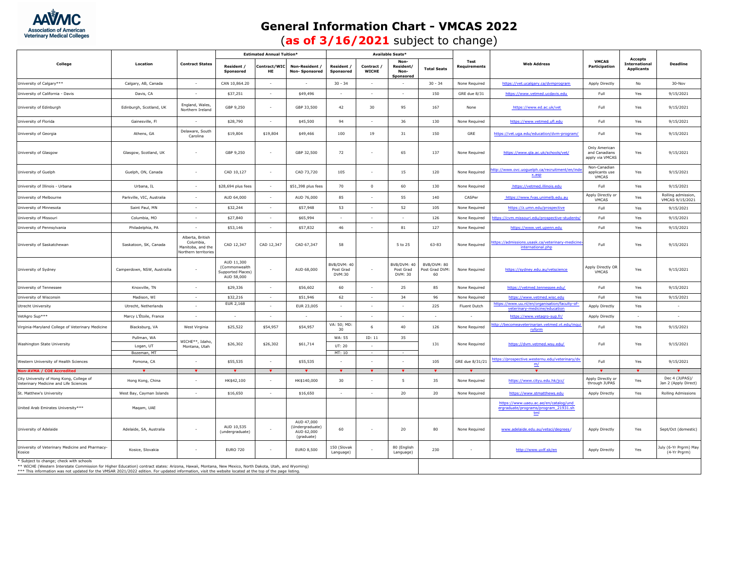# General Information Chart - VMCAS 2022

(**as of 3/16/2021** subject to change)

| College | Location | Contract States | Estimated Annual Tuition* | | | Available Seats* | | | | Test Requirements | Web Address | VMCAS Participation | Accepts International Applicants | Deadline |
|---|---|---|---|---|---|---|---|---|---|---|---|---|---|---|
| | | | Resident / Sponsored | Contract/WICHE | Non-Resident / Non- Sponsored | Resident / Sponsored | Contract / WICHE | Non-Resident/ Non-Sponsored | Total Seats | | | | | |
| University of Calgary*** | Calgary, AB, Canada | - | CAN 10,864.20 | - | - | 30 - 34 | - | - | 30 - 34 | None Required | https://vet.ucalgary.ca/dvmprogram | Apply Directly | No | 30-Nov |
| University of California - Davis | Davis, CA | - | $37,251 | - | $49,496 | - | - | - | 150 | GRE due 8/31 | https://www.vetmed.ucdavis.edu | Full | Yes | 9/15/2021 |
| University of Edinburgh | Edinburgh, Scotland, UK | England, Wales, Northern Ireland | GBP 9,250 | - | GBP 33,500 | 42 | 30 | 95 | 167 | None | https://www.ed.ac.uk/vet | Full | Yes | 9/15/2021 |
| University of Florida | Gainesville, Fl | - | $28,790 | - | $45,500 | 94 | - | 36 | 130 | None Required | https://www.vetmed.ufl.edu | Full | Yes | 9/15/2021 |
| University of Georgia | Athens, GA | Delaware, South Carolina | $19,804 | $19,804 | $49,466 | 100 | 19 | 31 | 150 | GRE | https://vet.uga.edu/education/dvm-program/ | Full | Yes | 9/15/2021 |
| University of Glasgow | Glasgow, Scotland, UK | - | GBP 9,250 | - | GBP 32,500 | 72 | - | 65 | 137 | None Required | https://www.gla.ac.uk/schools/vet/ | Only American and Canadians apply via VMCAS | Yes | 9/15/2021 |
| University of Guelph | Guelph, ON, Canada | - | CAD 10,127 | - | CAD 73,720 | 105 | - | 15 | 120 | None Required | http://www.ovc.uoguelph.ca/recruitment/en/index.asp | Non-Canadian applicants use VMCAS | Yes | 9/15/2021 |
| University of Illinois - Urbana | Urbana, IL | - | $28,694 plus fees | - | $51,398 plus fees | 70 | 0 | 60 | 130 | None Required | https://vetmed.illinois.edu | Full | Yes | 9/15/2021 |
| University of Melbourne | Parkville, VIC, Australia | - | AUD 64,000 | - | AUD 76,000 | 85 | - | 55 | 140 | CASPer | https://www.fvas.unimelb.edu.au | Apply Directly or VMCAS | Yes | Rolling admission, VMCAS 9/15/2021 |
| University of Minnesota | Saint Paul, MN | - | $32,244 | - | $57,948 | 53 | - | 52 | 105 | None Required | https://z.umn.edu/prospective | Full | Yes | 9/15/2021 |
| University of Missouri | Columbia, MO | - | $27,840 | - | $65,994 | - | - | - | 126 | None Required | https://cvm.missouri.edu/prospective-students/ | Full | Yes | 9/15/2021 |
| University of Pennsylvania | Philadelphia, PA | - | $53,146 | - | $57,832 | 46 | - | 81 | 127 | None Required | https://www.vet.upenn.edu | Full | Yes | 9/15/2021 |
| University of Saskatchewan | Saskatoon, SK, Canada | Alberta, British Columbia, Manitoba, and the Northern territories | CAD 12,347 | CAD 12,347 | CAD 67,347 | 58 | | 5 to 25 | 63-83 | None Required | https://admissions.usask.ca/veterinary-medicine-international.php | Full | Yes | 9/15/2021 |
| University of Sydney | Camperdown, NSW, Austrailia | - | AUD 11,300 (Commonwealth Supported Places) AUD 58,000 | - | AUD 68,000 | BVB/DVM: 40 Post Grad DVM:30 | - | BVB/DVM: 40 Post Grad DVM: 30 | BVB/DVM: 80 Post Grad DVM: 60 | None Required | https://sydney.edu.au/vetscience | Apply Directly OR VMCAS | Yes | 9/15/2021 |
| University of Tennessee | Knoxville, TN | - | $29,336 | - | $56,602 | 60 | - | 25 | 85 | None Required | https://vetmed.tennessee.edu/ | Full | Yes | 9/15/2021 |
| University of Wisconsin | Madison, WI | - | $32,216 | - | $51,946 | 62 | - | 34 | 96 | None Required | https://www.vetmed.wisc.edu | Full | Yes | 9/15/2021 |
| Utrecht University | Utrecht, Netherlands | - | EUR 2,168 | - | EUR 23,005 | - | - | - | 225 | Fluent Dutch | https://www.uu.nl/en/organisation/faculty-of-veterinary-medicine/education | Apply Directly | Yes | - |
| VetAgro Sup*** | Marcy L'Étoile, France | - | - | - | - | - | - | - | - | - | https://www.vetagro-sup.fr/ | Apply Directly | - | - |
| Virginia-Maryland College of Veterinary Medicine | Blacksburg, VA | West Virginia | $25,522 | $54,957 | $54,957 | VA: 50; MD: 30 | 6 | 40 | 126 | None Required | http://becomeaveterinarian.vetmed.vt.edu/inquiryform | Full | Yes | 9/15/2021 |
| Washington State University | Pullman, WA | WICHE**, Idaho, Montana, Utah | $26,302 | $26,302 | $61,714 | WA: 55 | ID: 11 | 35 | 131 | None Required | https://dvm.vetmed.wsu.edu/ | Full | Yes | 9/15/2021 |
| | Logan, UT | | | | | UT: 20 | - | | | | | | | |
| | Bozeman, MT | | | | | MT: 10 | - | - | | | | | | |
| Western University of Health Sciences | Pomona, CA | - | $55,535 | - | $55,535 | - | - | - | 105 | GRE due 8/31/21 | https://prospective.westernu.edu/veterinary/dvm/ | Full | Yes | 9/15/2021 |
| **Non-AVMA / COE Accredited** | ▼ | ▼ | ▼ | ▼ | ▼ | ▼ | ▼ | ▼ | ▼ | ▼ | ▼ | ▼ | ▼ | ▼ |
| City University of Hong Kong, College of Veterinary Medicine and Life Sciences | Hong Kong, China | - | HK$42,100 | - | HK$140,000 | 30 | - | 5 | 35 | None Required | https://www.cityu.edu.hk/jcc/ | Apply Directly or through JUPAS | Yes | Dec 4 (JUPAS)/ Jan 2 (Apply Direct) |
| St. Matthew's University | West Bay, Cayman Islands | - | $16,650 | - | $16,650 | - | - | 20 | 20 | None Required | https://www.stmatthews.edu | Apply Directly | Yes | Rolling Admissions |
| United Arab Emirates University*** | Maqam, UAE | | | | | | | | | | https://www.uaeu.ac.ae/en/catalog/undergraduate/programs/program_21931.shtml | | | |
| University of Adelaide | Adelaide, SA, Australia | - | AUD 10,535 (undergraduate) | - | AUD 47,000 (Undergraduate) AUD 62,000 (graduate) | 60 | - | 20 | 80 | None Required | www.adelaide.edu.au/vetsci/degrees/ | Apply Directly | Yes | Sept/Oct (domestic) |
| University of Veterinary Medicine and Pharmacy-Kosice | Kosice, Slovakia | - | EURO 720 | - | EURO 8,500 | 150 (Slovak Language) | - | 80 (English Language) | 230 | - | http://www.uvlf.sk/en | Apply Directly | Yes | July (6-Yr Prgrm) May (4-Yr Prgrm) |

\* Subject to change; check with schools

** WICHE (Western Interstate Commission for Higher Education) contract states: Arizona, Hawaii, Montana, New Mexico, North Dakota, Utah, and Wyoming)

*** This information was not updated for the VMSAR 2021/2022 edition. For updated information, visit the website located at the top of the page listing.